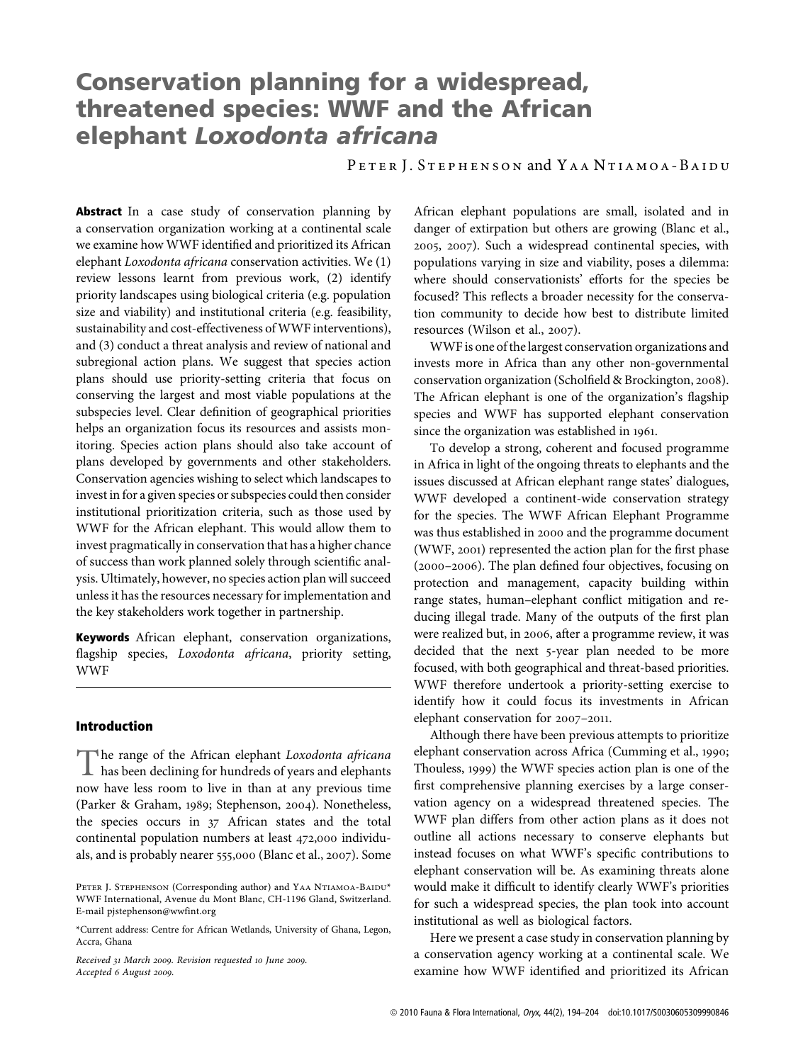# Conservation planning for a widespread, threatened species: WWF and the African elephant *Loxodonta africana*

Peter J. Stephenson and Yaa Ntiamoa-Baidu

**Abstract** In a case study of conservation planning by a conservation organization working at a continental scale we examine how WWF identified and prioritized its African elephant *Loxodonta africana* conservation activities. We (1) review lessons learnt from previous work, (2) identify priority landscapes using biological criteria (e.g. population size and viability) and institutional criteria (e.g. feasibility, sustainability and cost-effectiveness of WWF interventions), and (3) conduct a threat analysis and review of national and subregional action plans. We suggest that species action plans should use priority-setting criteria that focus on conserving the largest and most viable populations at the subspecies level. Clear definition of geographical priorities helps an organization focus its resources and assists monitoring. Species action plans should also take account of plans developed by governments and other stakeholders. Conservation agencies wishing to select which landscapes to invest in for a given species or subspecies could then consider institutional prioritization criteria, such as those used by WWF for the African elephant. This would allow them to invest pragmatically in conservation that has a higher chance of success than work planned solely through scientific analysis. Ultimately, however, no species action plan will succeed unless it has the resources necessary for implementation and the key stakeholders work together in partnership.

**Keywords** African elephant, conservation organizations, flagship species, *Loxodonta africana*, priority setting, WWF

## Introduction

The range of the African elephant *Loxodonta africana* has been declining for hundreds of years and elephants now have less room to live in than at any previous time (Parker & Graham, 1989; Stephenson, 2004). Nonetheless, the species occurs in 37 African states and the total continental population numbers at least 472,000 individuals, and is probably nearer 555,000 (Blanc et al., 2007). Some African elephant populations are small, isolated and in danger of extirpation but others are growing (Blanc et al., 2005, 2007). Such a widespread continental species, with populations varying in size and viability, poses a dilemma: where should conservationists' efforts for the species be focused? This reflects a broader necessity for the conservation community to decide how best to distribute limited resources (Wilson et al., 2007).

WWF is one of the largest conservation organizations and invests more in Africa than any other non-governmental conservation organization (Scholfield & Brockington, 2008). The African elephant is one of the organization's flagship species and WWF has supported elephant conservation since the organization was established in 1961.

To develop a strong, coherent and focused programme in Africa in light of the ongoing threats to elephants and the issues discussed at African elephant range states' dialogues, WWF developed a continent-wide conservation strategy for the species. The WWF African Elephant Programme was thus established in 2000 and the programme document (WWF, 2001) represented the action plan for the first phase (2000–2006). The plan defined four objectives, focusing on protection and management, capacity building within range states, human–elephant conflict mitigation and reducing illegal trade. Many of the outputs of the first plan were realized but, in 2006, after a programme review, it was decided that the next 5-year plan needed to be more focused, with both geographical and threat-based priorities. WWF therefore undertook a priority-setting exercise to identify how it could focus its investments in African elephant conservation for 2007–2011.

Although there have been previous attempts to prioritize elephant conservation across Africa (Cumming et al., 1990; Thouless, 1999) the WWF species action plan is one of the first comprehensive planning exercises by a large conservation agency on a widespread threatened species. The WWF plan differs from other action plans as it does not outline all actions necessary to conserve elephants but instead focuses on what WWF's specific contributions to elephant conservation will be. As examining threats alone would make it difficult to identify clearly WWF's priorities for such a widespread species, the plan took into account institutional as well as biological factors.

Here we present a case study in conservation planning by a conservation agency working at a continental scale. We examine how WWF identified and prioritized its African

Peter J. Stephenson (Corresponding author) and Yaa Ntiamoa-Baidu* WWF International, Avenue du Mont Blanc, CH-1196 Gland, Switzerland. E-mail pjstephenson@wwfint.org

*Current address: Centre for African Wetlands, University of Ghana, Legon, Accra, Ghana

Received 31 March 2009. Revision requested 10 June 2009. Accepted 6 August 2009.

© 2010 Fauna & Flora International, *Oryx*, 44(2), 194–204 doi:10.1017/S0030605309990846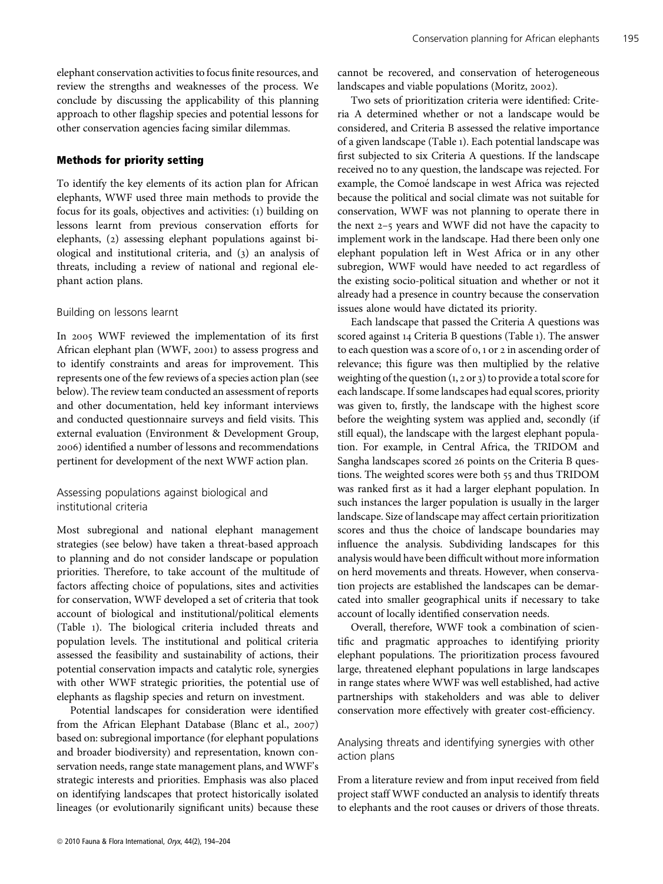elephant conservation activities to focus finite resources, and review the strengths and weaknesses of the process. We conclude by discussing the applicability of this planning approach to other flagship species and potential lessons for other conservation agencies facing similar dilemmas.

## Methods for priority setting

To identify the key elements of its action plan for African elephants, WWF used three main methods to provide the focus for its goals, objectives and activities: (1) building on lessons learnt from previous conservation efforts for elephants, (2) assessing elephant populations against biological and institutional criteria, and (3) an analysis of threats, including a review of national and regional elephant action plans.

### Building on lessons learnt

In 2005 WWF reviewed the implementation of its first African elephant plan (WWF, 2001) to assess progress and to identify constraints and areas for improvement. This represents one of the few reviews of a species action plan (see below). The review team conducted an assessment of reports and other documentation, held key informant interviews and conducted questionnaire surveys and field visits. This external evaluation (Environment & Development Group, 2006) identified a number of lessons and recommendations pertinent for development of the next WWF action plan.

### Assessing populations against biological and institutional criteria

Most subregional and national elephant management strategies (see below) have taken a threat-based approach to planning and do not consider landscape or population priorities. Therefore, to take account of the multitude of factors affecting choice of populations, sites and activities for conservation, WWF developed a set of criteria that took account of biological and institutional/political elements (Table 1). The biological criteria included threats and population levels. The institutional and political criteria assessed the feasibility and sustainability of actions, their potential conservation impacts and catalytic role, synergies with other WWF strategic priorities, the potential use of elephants as flagship species and return on investment.

Potential landscapes for consideration were identified from the African Elephant Database (Blanc et al., 2007) based on: subregional importance (for elephant populations and broader biodiversity) and representation, known conservation needs, range state management plans, and WWF's strategic interests and priorities. Emphasis was also placed on identifying landscapes that protect historically isolated lineages (or evolutionarily significant units) because these cannot be recovered, and conservation of heterogeneous landscapes and viable populations (Moritz, 2002).

Two sets of prioritization criteria were identified: Criteria A determined whether or not a landscape would be considered, and Criteria B assessed the relative importance of a given landscape (Table 1). Each potential landscape was first subjected to six Criteria A questions. If the landscape received no to any question, the landscape was rejected. For example, the Comoé landscape in west Africa was rejected because the political and social climate was not suitable for conservation, WWF was not planning to operate there in the next 2–5 years and WWF did not have the capacity to implement work in the landscape. Had there been only one elephant population left in West Africa or in any other subregion, WWF would have needed to act regardless of the existing socio-political situation and whether or not it already had a presence in country because the conservation issues alone would have dictated its priority.

Each landscape that passed the Criteria A questions was scored against 14 Criteria B questions (Table 1). The answer to each question was a score of 0, 1 or 2 in ascending order of relevance; this figure was then multiplied by the relative weighting of the question (1, 2 or 3) to provide a total score for each landscape. If some landscapes had equal scores, priority was given to, firstly, the landscape with the highest score before the weighting system was applied and, secondly (if still equal), the landscape with the largest elephant population. For example, in Central Africa, the TRIDOM and Sangha landscapes scored 26 points on the Criteria B questions. The weighted scores were both 55 and thus TRIDOM was ranked first as it had a larger elephant population. In such instances the larger population is usually in the larger landscape. Size of landscape may affect certain prioritization scores and thus the choice of landscape boundaries may influence the analysis. Subdividing landscapes for this analysis would have been difficult without more information on herd movements and threats. However, when conservation projects are established the landscapes can be demarcated into smaller geographical units if necessary to take account of locally identified conservation needs.

Overall, therefore, WWF took a combination of scientific and pragmatic approaches to identifying priority elephant populations. The prioritization process favoured large, threatened elephant populations in large landscapes in range states where WWF was well established, had active partnerships with stakeholders and was able to deliver conservation more effectively with greater cost-efficiency.

### Analysing threats and identifying synergies with other action plans

From a literature review and from input received from field project staff WWF conducted an analysis to identify threats to elephants and the root causes or drivers of those threats.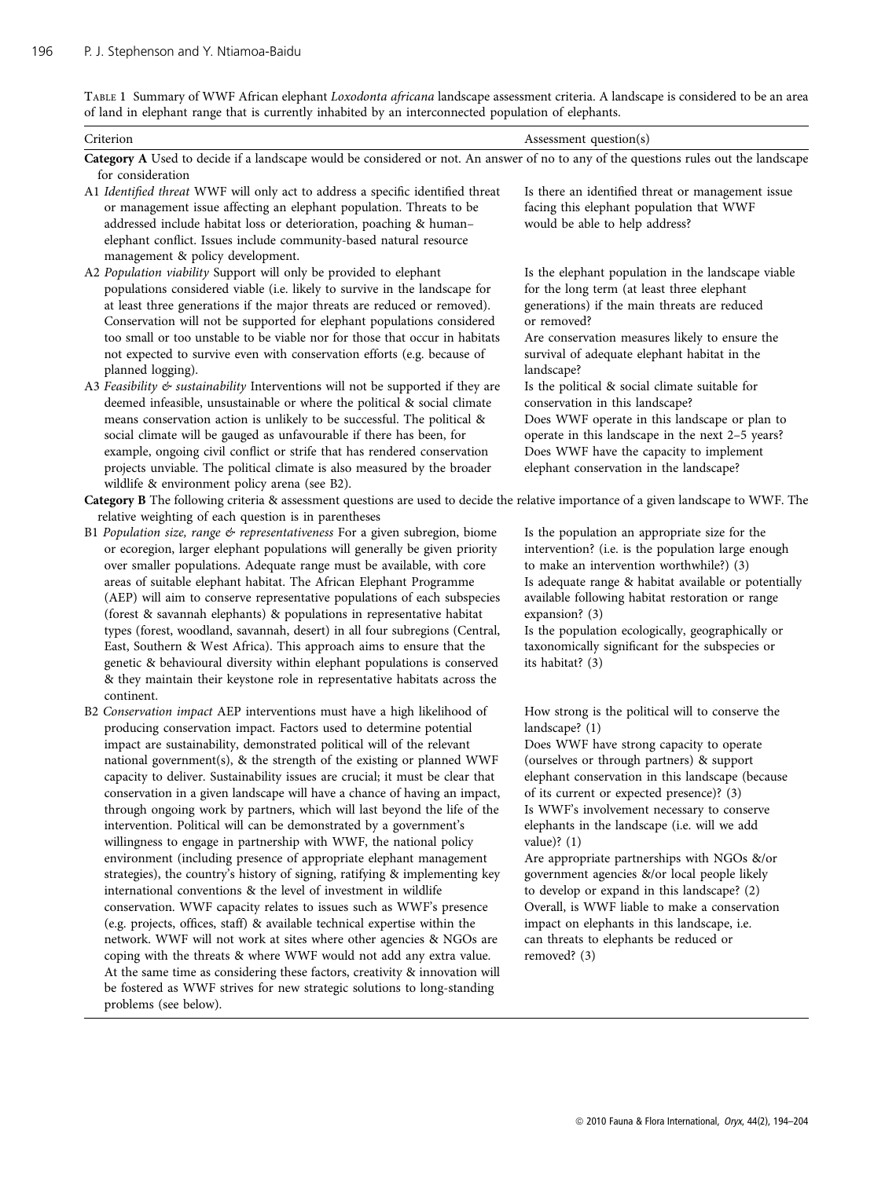Table 1 Summary of WWF African elephant *Loxodonta africana* landscape assessment criteria. A landscape is considered to be an area of land in elephant range that is currently inhabited by an interconnected population of elephants.

| Criterion | Assessment question(s) |
|---|---|
| **Category A** Used to decide if a landscape would be considered or not. An answer of no to any of the questions rules out the landscape for consideration | |
| A1 *Identified threat* WWF will only act to address a specific identified threat or management issue affecting an elephant population. Threats to be addressed include habitat loss or deterioration, poaching & human–elephant conflict. Issues include community-based natural resource management & policy development. | Is there an identified threat or management issue facing this elephant population that WWF would be able to help address? |
| A2 *Population viability* Support will only be provided to elephant populations considered viable (i.e. likely to survive in the landscape for at least three generations if the major threats are reduced or removed). Conservation will not be supported for elephant populations considered too small or too unstable to be viable nor for those that occur in habitats not expected to survive even with conservation efforts (e.g. because of planned logging). | Is the elephant population in the landscape viable for the long term (at least three elephant generations) if the main threats are reduced or removed?<br>Are conservation measures likely to ensure the survival of adequate elephant habitat in the landscape? |
| A3 *Feasibility & sustainability* Interventions will not be supported if they are deemed infeasible, unsustainable or where the political & social climate means conservation action is unlikely to be successful. The political & social climate will be gauged as unfavourable if there has been, for example, ongoing civil conflict or strife that has rendered conservation projects unviable. The political climate is also measured by the broader wildlife & environment policy arena (see B2). | Is the political & social climate suitable for conservation in this landscape?<br>Does WWF operate in this landscape or plan to operate in this landscape in the next 2–5 years?<br>Does WWF have the capacity to implement elephant conservation in the landscape? |
| **Category B** The following criteria & assessment questions are used to decide the relative importance of a given landscape to WWF. The relative weighting of each question is in parentheses | |
| B1 *Population size, range & representativeness* For a given subregion, biome or ecoregion, larger elephant populations will generally be given priority over smaller populations. Adequate range must be available, with core areas of suitable elephant habitat. The African Elephant Programme (AEP) will aim to conserve representative populations of each subspecies (forest & savannah elephants) & populations in representative habitat types (forest, woodland, savannah, desert) in all four subregions (Central, East, Southern & West Africa). This approach aims to ensure that the genetic & behavioural diversity within elephant populations is conserved & they maintain their keystone role in representative habitats across the continent. | Is the population an appropriate size for the intervention? (i.e. is the population large enough to make an intervention worthwhile?) (3)<br>Is adequate range & habitat available or potentially available following habitat restoration or range expansion? (3)<br>Is the population ecologically, geographically or taxonomically significant for the subspecies or its habitat? (3) |
| B2 *Conservation impact* AEP interventions must have a high likelihood of producing conservation impact. Factors used to determine potential impact are sustainability, demonstrated political will of the relevant national government(s), & the strength of the existing or planned WWF capacity to deliver. Sustainability issues are crucial; it must be clear that conservation in a given landscape will have a chance of having an impact, through ongoing work by partners, which will last beyond the life of the intervention. Political will can be demonstrated by a government's willingness to engage in partnership with WWF, the national policy environment (including presence of appropriate elephant management strategies), the country's history of signing, ratifying & implementing key international conventions & the level of investment in wildlife conservation. WWF capacity relates to issues such as WWF's presence (e.g. projects, offices, staff) & available technical expertise within the network. WWF will not work at sites where other agencies & NGOs are coping with the threats & where WWF would not add any extra value. At the same time as considering these factors, creativity & innovation will be fostered as WWF strives for new strategic solutions to long-standing problems (see below). | How strong is the political will to conserve the landscape? (1)<br>Does WWF have strong capacity to operate (ourselves or through partners) & support elephant conservation in this landscape (because of its current or expected presence)? (3)<br>Is WWF's involvement necessary to conserve elephants in the landscape (i.e. will we add value)? (1)<br>Are appropriate partnerships with NGOs &/or government agencies &/or local people likely to develop or expand in this landscape? (2)<br>Overall, is WWF liable to make a conservation impact on elephants in this landscape, i.e. can threats to elephants be reduced or removed? (3) |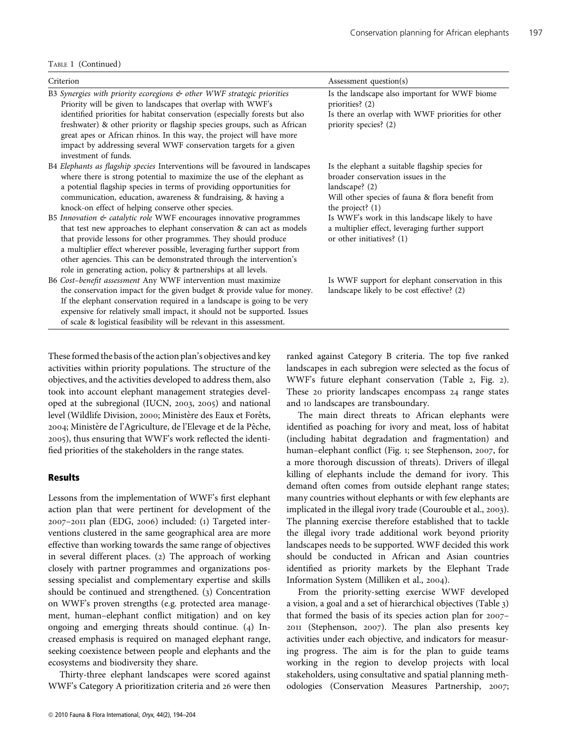TABLE 1 (Continued)

| Criterion | Assessment question(s) |
|---|---|
| B3 *Synergies with priority ecoregions & other WWF strategic priorities* Priority will be given to landscapes that overlap with WWF's identified priorities for habitat conservation (especially forests but also freshwater) & other priority or flagship species groups, such as African great apes or African rhinos. In this way, the project will have more impact by addressing several WWF conservation targets for a given investment of funds. | Is the landscape also important for WWF biome priorities? (2) Is there an overlap with WWF priorities for other priority species? (2) |
| B4 *Elephants as flagship species* Interventions will be favoured in landscapes where there is strong potential to maximize the use of the elephant as a potential flagship species in terms of providing opportunities for communication, education, awareness & fundraising, & having a knock-on effect of helping conserve other species. | Is the elephant a suitable flagship species for broader conservation issues in the landscape? (2) Will other species of fauna & flora benefit from the project? (1) |
| B5 *Innovation & catalytic role* WWF encourages innovative programmes that test new approaches to elephant conservation & can act as models that provide lessons for other programmes. They should produce a multiplier effect wherever possible, leveraging further support from other agencies. This can be demonstrated through the intervention's role in generating action, policy & partnerships at all levels. | Is WWF's work in this landscape likely to have a multiplier effect, leveraging further support or other initiatives? (1) |
| B6 *Cost–benefit assessment* Any WWF intervention must maximize the conservation impact for the given budget & provide value for money. If the elephant conservation required in a landscape is going to be very expensive for relatively small impact, it should not be supported. Issues of scale & logistical feasibility will be relevant in this assessment. | Is WWF support for elephant conservation in this landscape likely to be cost effective? (2) |

These formed the basis of the action plan's objectives and key activities within priority populations. The structure of the objectives, and the activities developed to address them, also took into account elephant management strategies developed at the subregional (IUCN, 2003, 2005) and national level (Wildlife Division, 2000; Ministère des Eaux et Forêts, 2004; Ministère de l'Agriculture, de l'Elevage et de la Pêche, 2005), thus ensuring that WWF's work reflected the identified priorities of the stakeholders in the range states.

## Results

Lessons from the implementation of WWF's first elephant action plan that were pertinent for development of the 2007–2011 plan (EDG, 2006) included: (1) Targeted interventions clustered in the same geographical area are more effective than working towards the same range of objectives in several different places. (2) The approach of working closely with partner programmes and organizations possessing specialist and complementary expertise and skills should be continued and strengthened. (3) Concentration on WWF's proven strengths (e.g. protected area management, human–elephant conflict mitigation) and on key ongoing and emerging threats should continue. (4) Increased emphasis is required on managed elephant range, seeking coexistence between people and elephants and the ecosystems and biodiversity they share.

Thirty-three elephant landscapes were scored against WWF's Category A prioritization criteria and 26 were then ranked against Category B criteria. The top five ranked landscapes in each subregion were selected as the focus of WWF's future elephant conservation (Table 2, Fig. 2). These 20 priority landscapes encompass 24 range states and 10 landscapes are transboundary.

The main direct threats to African elephants were identified as poaching for ivory and meat, loss of habitat (including habitat degradation and fragmentation) and human–elephant conflict (Fig. 1; see Stephenson, 2007, for a more thorough discussion of threats). Drivers of illegal killing of elephants include the demand for ivory. This demand often comes from outside elephant range states; many countries without elephants or with few elephants are implicated in the illegal ivory trade (Courouble et al., 2003). The planning exercise therefore established that to tackle the illegal ivory trade additional work beyond priority landscapes needs to be supported. WWF decided this work should be conducted in African and Asian countries identified as priority markets by the Elephant Trade Information System (Milliken et al., 2004).

From the priority-setting exercise WWF developed a vision, a goal and a set of hierarchical objectives (Table 3) that formed the basis of its species action plan for 2007–2011 (Stephenson, 2007). The plan also presents key activities under each objective, and indicators for measuring progress. The aim is for the plan to guide teams working in the region to develop projects with local stakeholders, using consultative and spatial planning methodologies (Conservation Measures Partnership, 2007;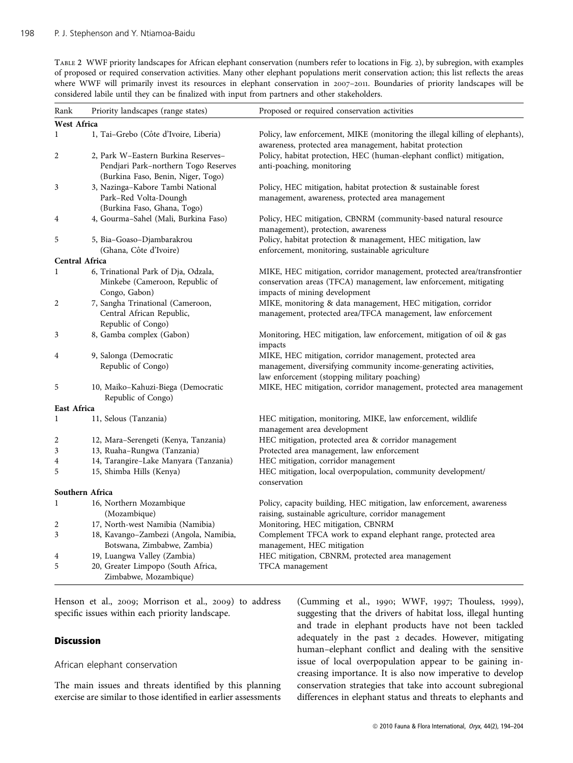Table 2 WWF priority landscapes for African elephant conservation (numbers refer to locations in Fig. 2), by subregion, with examples of proposed or required conservation activities. Many other elephant populations merit conservation action; this list reflects the areas where WWF will primarily invest its resources in elephant conservation in 2007–2011. Boundaries of priority landscapes will be considered labile until they can be finalized with input from partners and other stakeholders.

| Rank | Priority landscapes (range states) | Proposed or required conservation activities |
|---|---|---|
| **West Africa** | | |
| 1 | 1, Tai–Grebo (Côte d'Ivoire, Liberia) | Policy, law enforcement, MIKE (monitoring the illegal killing of elephants), awareness, protected area management, habitat protection |
| 2 | 2, Park W–Eastern Burkina Reserves–Pendjari Park–northern Togo Reserves (Burkina Faso, Benin, Niger, Togo) | Policy, habitat protection, HEC (human-elephant conflict) mitigation, anti-poaching, monitoring |
| 3 | 3, Nazinga–Kabore Tambi National Park–Red Volta–Doungh (Burkina Faso, Ghana, Togo) | Policy, HEC mitigation, habitat protection & sustainable forest management, awareness, protected area management |
| 4 | 4, Gourma–Sahel (Mali, Burkina Faso) | Policy, HEC mitigation, CBNRM (community-based natural resource management), protection, awareness |
| 5 | 5, Bia–Goaso–Djambarakrou (Ghana, Côte d'Ivoire) | Policy, habitat protection & management, HEC mitigation, law enforcement, monitoring, sustainable agriculture |
| **Central Africa** | | |
| 1 | 6, Trinational Park of Dja, Odzala, Minkebe (Cameroon, Republic of Congo, Gabon) | MIKE, HEC mitigation, corridor management, protected area/transfrontier conservation areas (TFCA) management, law enforcement, mitigating impacts of mining development |
| 2 | 7, Sangha Trinational (Cameroon, Central African Republic, Republic of Congo) | MIKE, monitoring & data management, HEC mitigation, corridor management, protected area/TFCA management, law enforcement |
| 3 | 8, Gamba complex (Gabon) | Monitoring, HEC mitigation, law enforcement, mitigation of oil & gas impacts |
| 4 | 9, Salonga (Democratic Republic of Congo) | MIKE, HEC mitigation, corridor management, protected area management, diversifying community income-generating activities, law enforcement (stopping military poaching) |
| 5 | 10, Maiko–Kahuzi-Biega (Democratic Republic of Congo) | MIKE, HEC mitigation, corridor management, protected area management |
| **East Africa** | | |
| 1 | 11, Selous (Tanzania) | HEC mitigation, monitoring, MIKE, law enforcement, wildlife management area development |
| 2 | 12, Mara–Serengeti (Kenya, Tanzania) | HEC mitigation, protected area & corridor management |
| 3 | 13, Ruaha–Rungwa (Tanzania) | Protected area management, law enforcement |
| 4 | 14, Tarangire–Lake Manyara (Tanzania) | HEC mitigation, corridor management |
| 5 | 15, Shimba Hills (Kenya) | HEC mitigation, local overpopulation, community development/conservation |
| **Southern Africa** | | |
| 1 | 16, Northern Mozambique (Mozambique) | Policy, capacity building, HEC mitigation, law enforcement, awareness raising, sustainable agriculture, corridor management |
| 2 | 17, North-west Namibia (Namibia) | Monitoring, HEC mitigation, CBNRM |
| 3 | 18, Kavango–Zambezi (Angola, Namibia, Botswana, Zimbabwe, Zambia) | Complement TFCA work to expand elephant range, protected area management, HEC mitigation |
| 4 | 19, Luangwa Valley (Zambia) | HEC mitigation, CBNRM, protected area management |
| 5 | 20, Greater Limpopo (South Africa, Zimbabwe, Mozambique) | TFCA management |

Henson et al., 2009; Morrison et al., 2009) to address specific issues within each priority landscape.

## Discussion

### African elephant conservation

The main issues and threats identified by this planning exercise are similar to those identified in earlier assessments (Cumming et al., 1990; WWF, 1997; Thouless, 1999), suggesting that the drivers of habitat loss, illegal hunting and trade in elephant products have not been tackled adequately in the past 2 decades. However, mitigating human–elephant conflict and dealing with the sensitive issue of local overpopulation appear to be gaining increasing importance. It is also now imperative to develop conservation strategies that take into account subregional differences in elephant status and threats to elephants and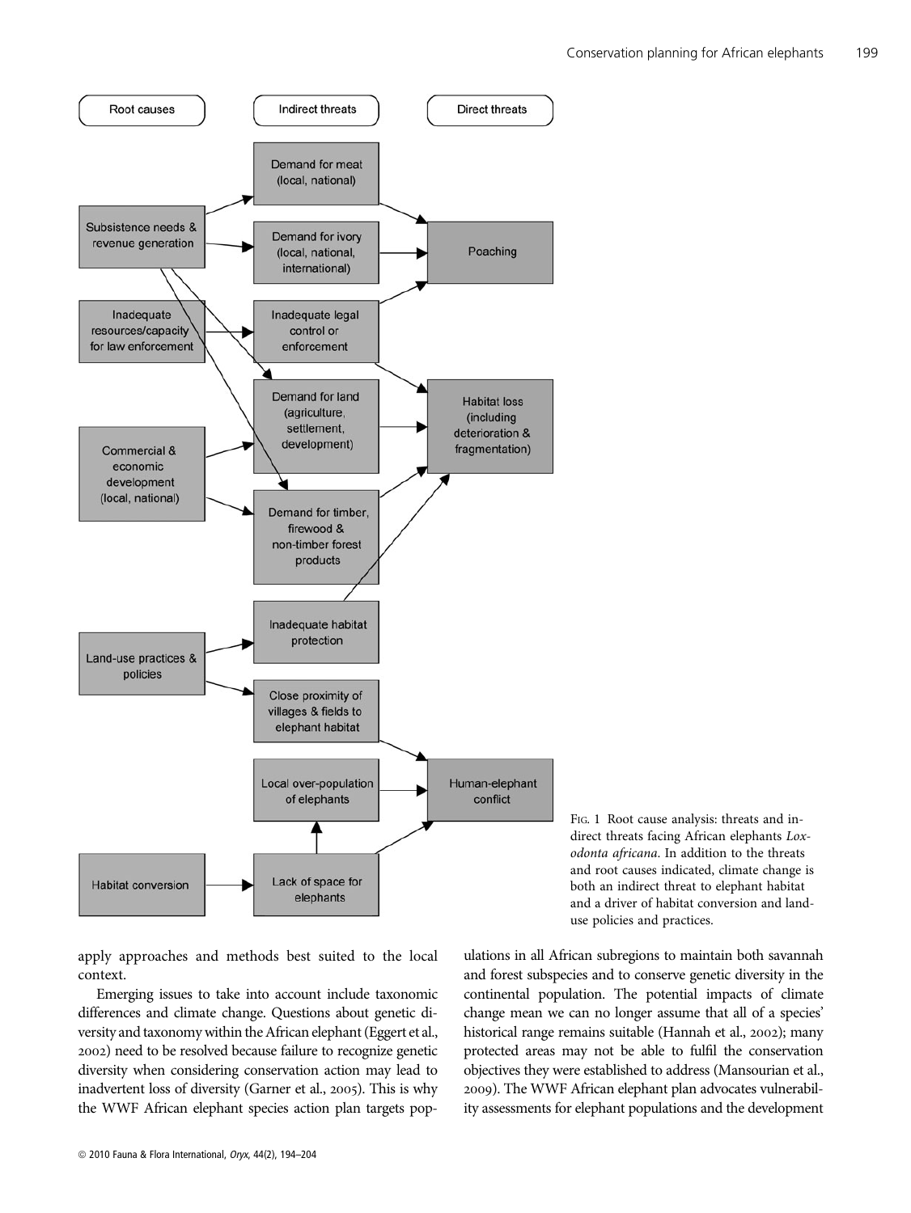FIG. 1 Root cause analysis: threats and indirect threats facing African elephants *Loxodonta africana*. In addition to the threats and root causes indicated, climate change is both an indirect threat to elephant habitat and a driver of habitat conversion and land-use policies and practices.

apply approaches and methods best suited to the local context.

Emerging issues to take into account include taxonomic differences and climate change. Questions about genetic diversity and taxonomy within the African elephant (Eggert et al., 2002) need to be resolved because failure to recognize genetic diversity when considering conservation action may lead to inadvertent loss of diversity (Garner et al., 2005). This is why the WWF African elephant species action plan targets populations in all African subregions to maintain both savannah and forest subspecies and to conserve genetic diversity in the continental population. The potential impacts of climate change mean we can no longer assume that all of a species' historical range remains suitable (Hannah et al., 2002); many protected areas may not be able to fulfil the conservation objectives they were established to address (Mansourian et al., 2009). The WWF African elephant plan advocates vulnerability assessments for elephant populations and the development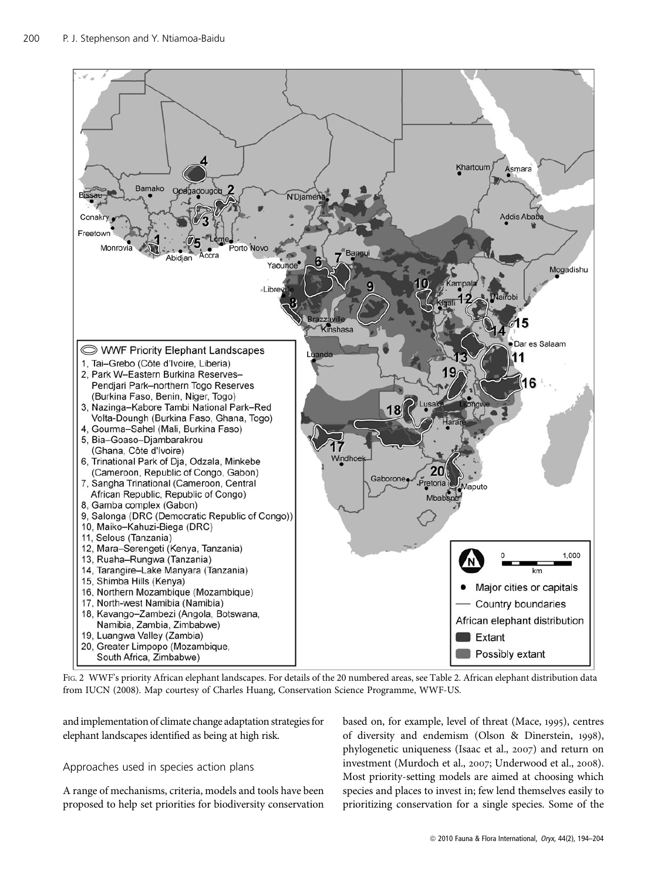Fig. 2 WWF's priority African elephant landscapes. For details of the 20 numbered areas, see Table 2. African elephant distribution data from IUCN (2008). Map courtesy of Charles Huang, Conservation Science Programme, WWF-US.

and implementation of climate change adaptation strategies for elephant landscapes identified as being at high risk.

## Approaches used in species action plans

A range of mechanisms, criteria, models and tools have been proposed to help set priorities for biodiversity conservation based on, for example, level of threat (Mace, 1995), centres of diversity and endemism (Olson & Dinerstein, 1998), phylogenetic uniqueness (Isaac et al., 2007) and return on investment (Murdoch et al., 2007; Underwood et al., 2008). Most priority-setting models are aimed at choosing which species and places to invest in; few lend themselves easily to prioritizing conservation for a single species. Some of the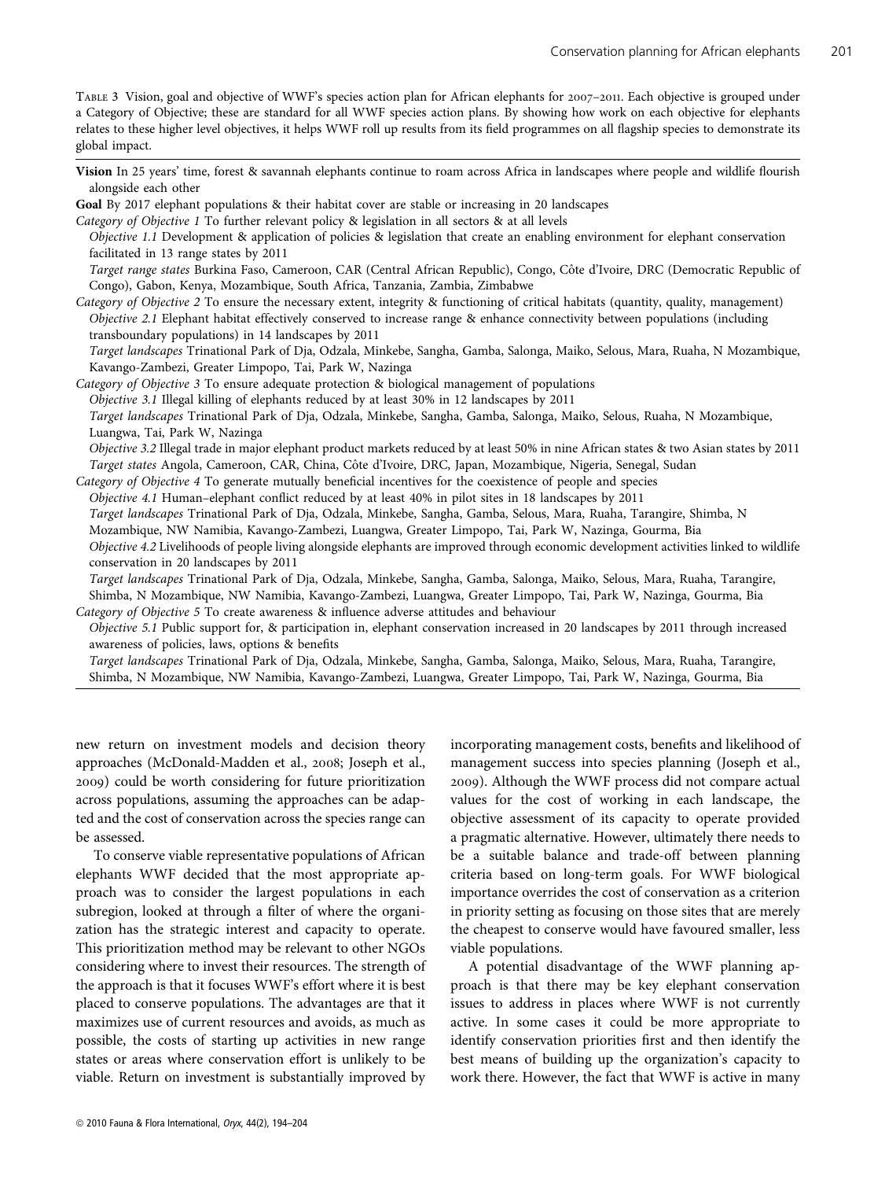TABLE 3 Vision, goal and objective of WWF's species action plan for African elephants for 2007–2011. Each objective is grouped under a Category of Objective; these are standard for all WWF species action plans. By showing how work on each objective for elephants relates to these higher level objectives, it helps WWF roll up results from its field programmes on all flagship species to demonstrate its global impact.

**Vision** In 25 years' time, forest & savannah elephants continue to roam across Africa in landscapes where people and wildlife flourish alongside each other

**Goal** By 2017 elephant populations & their habitat cover are stable or increasing in 20 landscapes

*Category of Objective 1* To further relevant policy & legislation in all sectors & at all levels

*Objective 1.1* Development & application of policies & legislation that create an enabling environment for elephant conservation facilitated in 13 range states by 2011

*Target range states* Burkina Faso, Cameroon, CAR (Central African Republic), Congo, Côte d'Ivoire, DRC (Democratic Republic of Congo), Gabon, Kenya, Mozambique, South Africa, Tanzania, Zambia, Zimbabwe

*Category of Objective 2* To ensure the necessary extent, integrity & functioning of critical habitats (quantity, quality, management)

*Objective 2.1* Elephant habitat effectively conserved to increase range & enhance connectivity between populations (including transboundary populations) in 14 landscapes by 2011

*Target landscapes* Trinational Park of Dja, Odzala, Minkebe, Sangha, Gamba, Salonga, Maiko, Selous, Mara, Ruaha, N Mozambique, Kavango-Zambezi, Greater Limpopo, Tai, Park W, Nazinga

*Category of Objective 3* To ensure adequate protection & biological management of populations

*Objective 3.1* Illegal killing of elephants reduced by at least 30% in 12 landscapes by 2011

*Target landscapes* Trinational Park of Dja, Odzala, Minkebe, Sangha, Gamba, Salonga, Maiko, Selous, Ruaha, N Mozambique, Luangwa, Tai, Park W, Nazinga

*Objective 3.2* Illegal trade in major elephant product markets reduced by at least 50% in nine African states & two Asian states by 2011

*Target states* Angola, Cameroon, CAR, China, Côte d'Ivoire, DRC, Japan, Mozambique, Nigeria, Senegal, Sudan

*Category of Objective 4* To generate mutually beneficial incentives for the coexistence of people and species

*Objective 4.1* Human–elephant conflict reduced by at least 40% in pilot sites in 18 landscapes by 2011

*Target landscapes* Trinational Park of Dja, Odzala, Minkebe, Sangha, Gamba, Selous, Mara, Ruaha, Tarangire, Shimba, N Mozambique, NW Namibia, Kavango-Zambezi, Luangwa, Greater Limpopo, Tai, Park W, Nazinga, Gourma, Bia

*Objective 4.2* Livelihoods of people living alongside elephants are improved through economic development activities linked to wildlife conservation in 20 landscapes by 2011

*Target landscapes* Trinational Park of Dja, Odzala, Minkebe, Sangha, Gamba, Salonga, Maiko, Selous, Mara, Ruaha, Tarangire, Shimba, N Mozambique, NW Namibia, Kavango-Zambezi, Luangwa, Greater Limpopo, Tai, Park W, Nazinga, Gourma, Bia

*Category of Objective 5* To create awareness & influence adverse attitudes and behaviour

*Objective 5.1* Public support for, & participation in, elephant conservation increased in 20 landscapes by 2011 through increased awareness of policies, laws, options & benefits

*Target landscapes* Trinational Park of Dja, Odzala, Minkebe, Sangha, Gamba, Salonga, Maiko, Selous, Mara, Ruaha, Tarangire, Shimba, N Mozambique, NW Namibia, Kavango-Zambezi, Luangwa, Greater Limpopo, Tai, Park W, Nazinga, Gourma, Bia

new return on investment models and decision theory approaches (McDonald-Madden et al., 2008; Joseph et al., 2009) could be worth considering for future prioritization across populations, assuming the approaches can be adapted and the cost of conservation across the species range can be assessed.

To conserve viable representative populations of African elephants WWF decided that the most appropriate approach was to consider the largest populations in each subregion, looked at through a filter of where the organization has the strategic interest and capacity to operate. This prioritization method may be relevant to other NGOs considering where to invest their resources. The strength of the approach is that it focuses WWF's effort where it is best placed to conserve populations. The advantages are that it maximizes use of current resources and avoids, as much as possible, the costs of starting up activities in new range states or areas where conservation effort is unlikely to be viable. Return on investment is substantially improved by incorporating management costs, benefits and likelihood of management success into species planning (Joseph et al., 2009). Although the WWF process did not compare actual values for the cost of working in each landscape, the objective assessment of its capacity to operate provided a pragmatic alternative. However, ultimately there needs to be a suitable balance and trade-off between planning criteria based on long-term goals. For WWF biological importance overrides the cost of conservation as a criterion in priority setting as focusing on those sites that are merely the cheapest to conserve would have favoured smaller, less viable populations.

A potential disadvantage of the WWF planning approach is that there may be key elephant conservation issues to address in places where WWF is not currently active. In some cases it could be more appropriate to identify conservation priorities first and then identify the best means of building up the organization's capacity to work there. However, the fact that WWF is active in many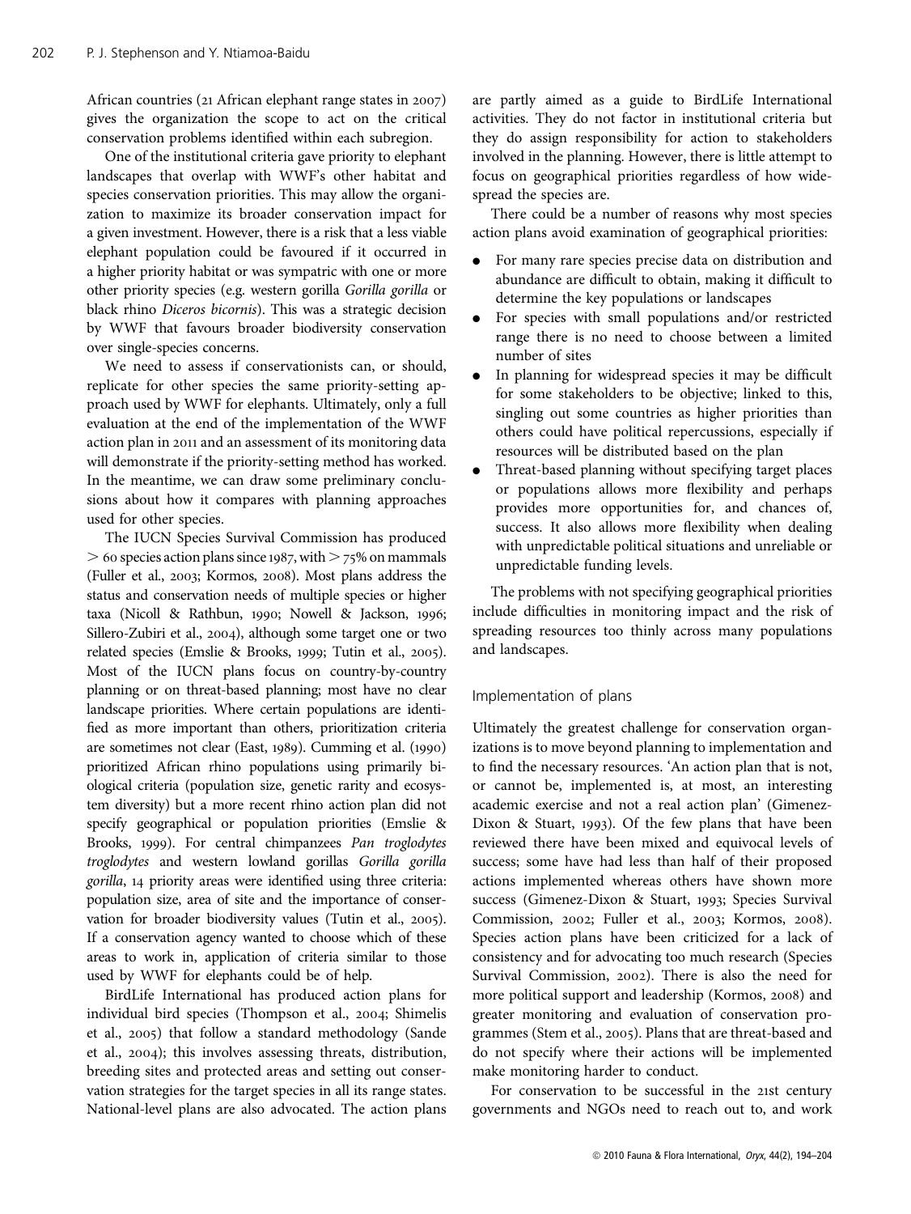African countries (21 African elephant range states in 2007) gives the organization the scope to act on the critical conservation problems identified within each subregion.

One of the institutional criteria gave priority to elephant landscapes that overlap with WWF's other habitat and species conservation priorities. This may allow the organization to maximize its broader conservation impact for a given investment. However, there is a risk that a less viable elephant population could be favoured if it occurred in a higher priority habitat or was sympatric with one or more other priority species (e.g. western gorilla *Gorilla gorilla* or black rhino *Diceros bicornis*). This was a strategic decision by WWF that favours broader biodiversity conservation over single-species concerns.

We need to assess if conservationists can, or should, replicate for other species the same priority-setting approach used by WWF for elephants. Ultimately, only a full evaluation at the end of the implementation of the WWF action plan in 2011 and an assessment of its monitoring data will demonstrate if the priority-setting method has worked. In the meantime, we can draw some preliminary conclusions about how it compares with planning approaches used for other species.

The IUCN Species Survival Commission has produced > 60 species action plans since 1987, with > 75% on mammals (Fuller et al., 2003; Kormos, 2008). Most plans address the status and conservation needs of multiple species or higher taxa (Nicoll & Rathbun, 1990; Nowell & Jackson, 1996; Sillero-Zubiri et al., 2004), although some target one or two related species (Emslie & Brooks, 1999; Tutin et al., 2005). Most of the IUCN plans focus on country-by-country planning or on threat-based planning; most have no clear landscape priorities. Where certain populations are identified as more important than others, prioritization criteria are sometimes not clear (East, 1989). Cumming et al. (1990) prioritized African rhino populations using primarily biological criteria (population size, genetic rarity and ecosystem diversity) but a more recent rhino action plan did not specify geographical or population priorities (Emslie & Brooks, 1999). For central chimpanzees *Pan troglodytes troglodytes* and western lowland gorillas *Gorilla gorilla gorilla*, 14 priority areas were identified using three criteria: population size, area of site and the importance of conservation for broader biodiversity values (Tutin et al., 2005). If a conservation agency wanted to choose which of these areas to work in, application of criteria similar to those used by WWF for elephants could be of help.

BirdLife International has produced action plans for individual bird species (Thompson et al., 2004; Shimelis et al., 2005) that follow a standard methodology (Sande et al., 2004); this involves assessing threats, distribution, breeding sites and protected areas and setting out conservation strategies for the target species in all its range states. National-level plans are also advocated. The action plans are partly aimed as a guide to BirdLife International activities. They do not factor in institutional criteria but they do assign responsibility for action to stakeholders involved in the planning. However, there is little attempt to focus on geographical priorities regardless of how widespread the species are.

There could be a number of reasons why most species action plans avoid examination of geographical priorities:

- For many rare species precise data on distribution and abundance are difficult to obtain, making it difficult to determine the key populations or landscapes
- For species with small populations and/or restricted range there is no need to choose between a limited number of sites
- In planning for widespread species it may be difficult for some stakeholders to be objective; linked to this, singling out some countries as higher priorities than others could have political repercussions, especially if resources will be distributed based on the plan
- Threat-based planning without specifying target places or populations allows more flexibility and perhaps provides more opportunities for, and chances of, success. It also allows more flexibility when dealing with unpredictable political situations and unreliable or unpredictable funding levels.

The problems with not specifying geographical priorities include difficulties in monitoring impact and the risk of spreading resources too thinly across many populations and landscapes.

## Implementation of plans

Ultimately the greatest challenge for conservation organizations is to move beyond planning to implementation and to find the necessary resources. 'An action plan that is not, or cannot be, implemented is, at most, an interesting academic exercise and not a real action plan' (Gimenez-Dixon & Stuart, 1993). Of the few plans that have been reviewed there have been mixed and equivocal levels of success; some have had less than half of their proposed actions implemented whereas others have shown more success (Gimenez-Dixon & Stuart, 1993; Species Survival Commission, 2002; Fuller et al., 2003; Kormos, 2008). Species action plans have been criticized for a lack of consistency and for advocating too much research (Species Survival Commission, 2002). There is also the need for more political support and leadership (Kormos, 2008) and greater monitoring and evaluation of conservation programmes (Stem et al., 2005). Plans that are threat-based and do not specify where their actions will be implemented make monitoring harder to conduct.

For conservation to be successful in the 21st century governments and NGOs need to reach out to, and work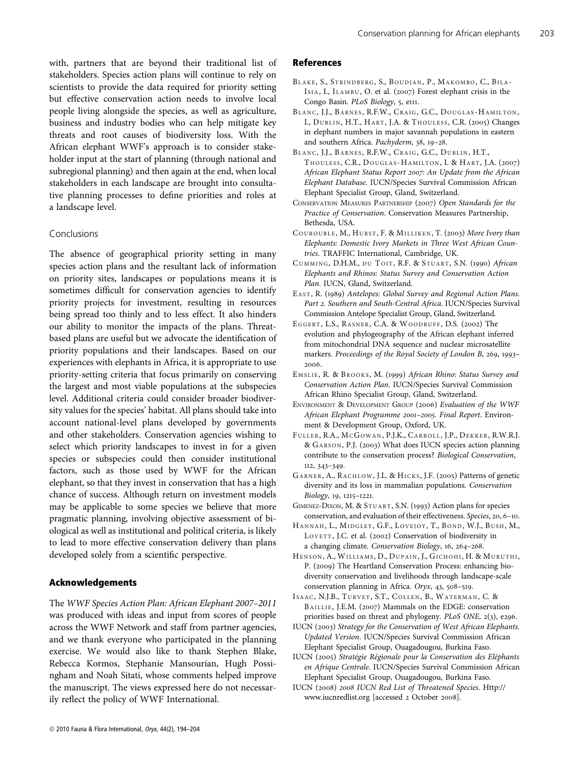with, partners that are beyond their traditional list of stakeholders. Species action plans will continue to rely on scientists to provide the data required for priority setting but effective conservation action needs to involve local people living alongside the species, as well as agriculture, business and industry bodies who can help mitigate key threats and root causes of biodiversity loss. With the African elephant WWF's approach is to consider stakeholder input at the start of planning (through national and subregional planning) and then again at the end, when local stakeholders in each landscape are brought into consultative planning processes to define priorities and roles at a landscape level.

### Conclusions

The absence of geographical priority setting in many species action plans and the resultant lack of information on priority sites, landscapes or populations means it is sometimes difficult for conservation agencies to identify priority projects for investment, resulting in resources being spread too thinly and to less effect. It also hinders our ability to monitor the impacts of the plans. Threat-based plans are useful but we advocate the identification of priority populations and their landscapes. Based on our experiences with elephants in Africa, it is appropriate to use priority-setting criteria that focus primarily on conserving the largest and most viable populations at the subspecies level. Additional criteria could consider broader biodiversity values for the species' habitat. All plans should take into account national-level plans developed by governments and other stakeholders. Conservation agencies wishing to select which priority landscapes to invest in for a given species or subspecies could then consider institutional factors, such as those used by WWF for the African elephant, so that they invest in conservation that has a high chance of success. Although return on investment models may be applicable to some species we believe that more pragmatic planning, involving objective assessment of biological as well as institutional and political criteria, is likely to lead to more effective conservation delivery than plans developed solely from a scientific perspective.

## Acknowledgements

The *WWF Species Action Plan: African Elephant 2007–2011* was produced with ideas and input from scores of people across the WWF Network and staff from partner agencies, and we thank everyone who participated in the planning exercise. We would also like to thank Stephen Blake, Rebecca Kormos, Stephanie Mansourian, Hugh Possingham and Noah Sitati, whose comments helped improve the manuscript. The views expressed here do not necessarily reflect the policy of WWF International.

## References

Blake, S., Strindberg, S., Boudjan, P., Makombo, C., Bila-Isia, I., Ilambu, O. et al. (2007) Forest elephant crisis in the Congo Basin. *PLoS Biology*, 5, e111.

Blanc, J.J., Barnes, R.F.W., Craig, G.C., Douglas-Hamilton, I., Dublin, H.T., Hart, J.A. & Thouless, C.R. (2005) Changes in elephant numbers in major savannah populations in eastern and southern Africa. *Pachyderm*, 38, 19–28.

Blanc, J.J., Barnes, R.F.W., Craig, G.C., Dublin, H.T., Thouless, C.R., Douglas-Hamilton, I. & Hart, J.A. (2007) *African Elephant Status Report 2007: An Update from the African Elephant Database*. IUCN/Species Survival Commission African Elephant Specialist Group, Gland, Switzerland.

Conservation Measures Partnership (2007) *Open Standards for the Practice of Conservation*. Conservation Measures Partnership, Bethesda, USA.

Courouble, M., Hurst, F. & Milliken, T. (2003) *More Ivory than Elephants: Domestic Ivory Markets in Three West African Countries*. TRAFFIC International, Cambridge, UK.

Cumming, D.H.M., du Toit, R.F. & Stuart, S.N. (1990) *African Elephants and Rhinos: Status Survey and Conservation Action Plan*. IUCN, Gland, Switzerland.

East, R. (1989) *Antelopes: Global Survey and Regional Action Plans. Part 2. Southern and South-Central Africa*. IUCN/Species Survival Commission Antelope Specialist Group, Gland, Switzerland.

Eggert, L.S., Rasner, C.A. & Woodruff, D.S. (2002) The evolution and phylogeography of the African elephant inferred from mitochondrial DNA sequence and nuclear microsatellite markers. *Proceedings of the Royal Society of London B*, 269, 1993–2006.

Emslie, R. & Brooks, M. (1999) *African Rhino: Status Survey and Conservation Action Plan*. IUCN/Species Survival Commission African Rhino Specialist Group, Gland, Switzerland.

Environment & Development Group (2006) *Evaluation of the WWF African Elephant Programme 2001–2005. Final Report*. Environment & Development Group, Oxford, UK.

Fuller, R.A., McGowan, P.J.K., Carroll, J.P., Dekker, R.W.R.J. & Garson, P.J. (2003) What does IUCN species action planning contribute to the conservation process? *Biological Conservation*, 112, 343–349.

Garner, A., Rachlow, J.L. & Hicks, J.F. (2005) Patterns of genetic diversity and its loss in mammalian populations. *Conservation Biology*, 19, 1215–1221.

Gimenez-Dixon, M. & Stuart, S.N. (1993) Action plans for species conservation, and evaluation of their effectiveness. *Species*, 20, 6–10.

Hannah, L., Midgley, G.F., Lovejoy, T., Bond, W.J., Bush, M., Lovett, J.C. et al. (2002) Conservation of biodiversity in a changing climate. *Conservation Biology*, 16, 264–268.

Henson, A., Williams, D., Dupain, J., Gichohi, H. & Muruthi, P. (2009) The Heartland Conservation Process: enhancing biodiversity conservation and livelihoods through landscape-scale conservation planning in Africa. *Oryx*, 43, 508–519.

Isaac, N.J.B., Turvey, S.T., Collen, B., Waterman, C. & Baillie, J.E.M. (2007) Mammals on the EDGE: conservation priorities based on threat and phylogeny. *PLoS ONE*, 2(3), e296.

IUCN (2003) *Strategy for the Conservation of West African Elephants. Updated Version*. IUCN/Species Survival Commission African Elephant Specialist Group, Ouagadougou, Burkina Faso.

IUCN (2005) *Stratégie Régionale pour la Conservation des Eléphants en Afrique Centrale*. IUCN/Species Survival Commission African Elephant Specialist Group, Ouagadougou, Burkina Faso.

IUCN (2008) *2008 IUCN Red List of Threatened Species*. Http://www.iucnredlist.org [accessed 2 October 2008].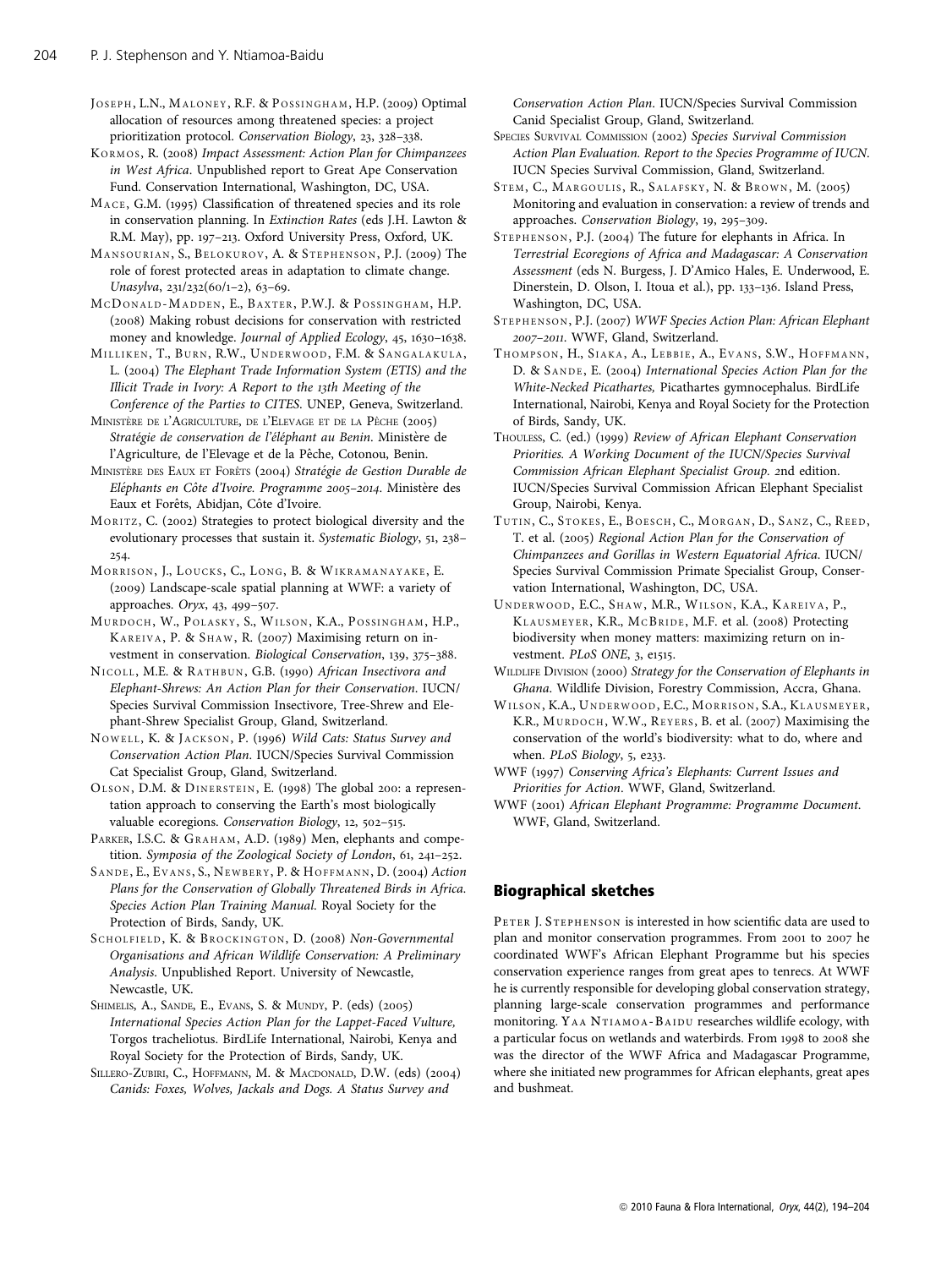Joseph, L.N., Maloney, R.F. & Possingham, H.P. (2009) Optimal allocation of resources among threatened species: a project prioritization protocol. *Conservation Biology*, 23, 328–338.

Kormos, R. (2008) *Impact Assessment: Action Plan for Chimpanzees in West Africa*. Unpublished report to Great Ape Conservation Fund. Conservation International, Washington, DC, USA.

Mace, G.M. (1995) Classification of threatened species and its role in conservation planning. In *Extinction Rates* (eds J.H. Lawton & R.M. May), pp. 197–213. Oxford University Press, Oxford, UK.

Mansourian, S., Belokurov, A. & Stephenson, P.J. (2009) The role of forest protected areas in adaptation to climate change. *Unasylva*, 231/232(60/1–2), 63–69.

McDonald-Madden, E., Baxter, P.W.J. & Possingham, H.P. (2008) Making robust decisions for conservation with restricted money and knowledge. *Journal of Applied Ecology*, 45, 1630–1638.

Milliken, T., Burn, R.W., Underwood, F.M. & Sangalakula, L. (2004) *The Elephant Trade Information System (ETIS) and the Illicit Trade in Ivory: A Report to the 13th Meeting of the Conference of the Parties to CITES*. UNEP, Geneva, Switzerland.

Ministère de l'Agriculture, de l'Elevage et de la Pêche (2005) *Stratégie de conservation de l'éléphant au Benin*. Ministère de l'Agriculture, de l'Elevage et de la Pêche, Cotonou, Benin.

Ministère des Eaux et Forêts (2004) *Stratégie de Gestion Durable de Eléphants en Côte d'Ivoire. Programme 2005–2014*. Ministère des Eaux et Forêts, Abidjan, Côte d'Ivoire.

Moritz, C. (2002) Strategies to protect biological diversity and the evolutionary processes that sustain it. *Systematic Biology*, 51, 238–254.

Morrison, J., Loucks, C., Long, B. & Wikramanayake, E. (2009) Landscape-scale spatial planning at WWF: a variety of approaches. *Oryx*, 43, 499–507.

Murdoch, W., Polasky, S., Wilson, K.A., Possingham, H.P., Kareiva, P. & Shaw, R. (2007) Maximising return on investment in conservation. *Biological Conservation*, 139, 375–388.

Nicoll, M.E. & Rathbun, G.B. (1990) *African Insectivora and Elephant-Shrews: An Action Plan for their Conservation*. IUCN/Species Survival Commission Insectivore, Tree-Shrew and Elephant-Shrew Specialist Group, Gland, Switzerland.

Nowell, K. & Jackson, P. (1996) *Wild Cats: Status Survey and Conservation Action Plan*. IUCN/Species Survival Commission Cat Specialist Group, Gland, Switzerland.

Olson, D.M. & Dinerstein, E. (1998) The global 200: a representation approach to conserving the Earth's most biologically valuable ecoregions. *Conservation Biology*, 12, 502–515.

Parker, I.S.C. & Graham, A.D. (1989) Men, elephants and competition. *Symposia of the Zoological Society of London*, 61, 241–252.

Sande, E., Evans, S., Newbery, P. & Hoffmann, D. (2004) *Action Plans for the Conservation of Globally Threatened Birds in Africa. Species Action Plan Training Manual*. Royal Society for the Protection of Birds, Sandy, UK.

Scholfield, K. & Brockington, D. (2008) *Non-Governmental Organisations and African Wildlife Conservation: A Preliminary Analysis*. Unpublished Report. University of Newcastle, Newcastle, UK.

Shimelis, A., Sande, E., Evans, S. & Mundy, P. (eds) (2005) *International Species Action Plan for the Lappet-Faced Vulture,* Torgos tracheliotus. BirdLife International, Nairobi, Kenya and Royal Society for the Protection of Birds, Sandy, UK.

Sillero-Zubiri, C., Hoffmann, M. & Macdonald, D.W. (eds) (2004) *Canids: Foxes, Wolves, Jackals and Dogs. A Status Survey and Conservation Action Plan*. IUCN/Species Survival Commission Canid Specialist Group, Gland, Switzerland.

Species Survival Commission (2002) *Species Survival Commission Action Plan Evaluation. Report to the Species Programme of IUCN*. IUCN Species Survival Commission, Gland, Switzerland.

Stem, C., Margoulis, R., Salafsky, N. & Brown, M. (2005) Monitoring and evaluation in conservation: a review of trends and approaches. *Conservation Biology*, 19, 295–309.

Stephenson, P.J. (2004) The future for elephants in Africa. In *Terrestrial Ecoregions of Africa and Madagascar: A Conservation Assessment* (eds N. Burgess, J. D'Amico Hales, E. Underwood, E. Dinerstein, D. Olson, I. Itoua et al.), pp. 133–136. Island Press, Washington, DC, USA.

Stephenson, P.J. (2007) *WWF Species Action Plan: African Elephant 2007–2011*. WWF, Gland, Switzerland.

Thompson, H., Siaka, A., Lebbie, A., Evans, S.W., Hoffmann, D. & Sande, E. (2004) *International Species Action Plan for the White-Necked Picathartes,* Picathartes gymnocephalus. BirdLife International, Nairobi, Kenya and Royal Society for the Protection of Birds, Sandy, UK.

Thouless, C. (ed.) (1999) *Review of African Elephant Conservation Priorities. A Working Document of the IUCN/Species Survival Commission African Elephant Specialist Group*. 2nd edition. IUCN/Species Survival Commission African Elephant Specialist Group, Nairobi, Kenya.

Tutin, C., Stokes, E., Boesch, C., Morgan, D., Sanz, C., Reed, T. et al. (2005) *Regional Action Plan for the Conservation of Chimpanzees and Gorillas in Western Equatorial Africa*. IUCN/Species Survival Commission Primate Specialist Group, Conservation International, Washington, DC, USA.

Underwood, E.C., Shaw, M.R., Wilson, K.A., Kareiva, P., Klausmeyer, K.R., McBride, M.F. et al. (2008) Protecting biodiversity when money matters: maximizing return on investment. *PLoS ONE*, 3, e1515.

Wildlife Division (2000) *Strategy for the Conservation of Elephants in Ghana*. Wildlife Division, Forestry Commission, Accra, Ghana.

Wilson, K.A., Underwood, E.C., Morrison, S.A., Klausmeyer, K.R., Murdoch, W.W., Reyers, B. et al. (2007) Maximising the conservation of the world's biodiversity: what to do, where and when. *PLoS Biology*, 5, e233.

WWF (1997) *Conserving Africa's Elephants: Current Issues and Priorities for Action*. WWF, Gland, Switzerland.

WWF (2001) *African Elephant Programme: Programme Document*. WWF, Gland, Switzerland.

## Biographical sketches

Peter J. Stephenson is interested in how scientific data are used to plan and monitor conservation programmes. From 2001 to 2007 he coordinated WWF's African Elephant Programme but his species conservation experience ranges from great apes to tenrecs. At WWF he is currently responsible for developing global conservation strategy, planning large-scale conservation programmes and performance monitoring. Yaa Ntiamoa-Baidu researches wildlife ecology, with a particular focus on wetlands and waterbirds. From 1998 to 2008 she was the director of the WWF Africa and Madagascar Programme, where she initiated new programmes for African elephants, great apes and bushmeat.